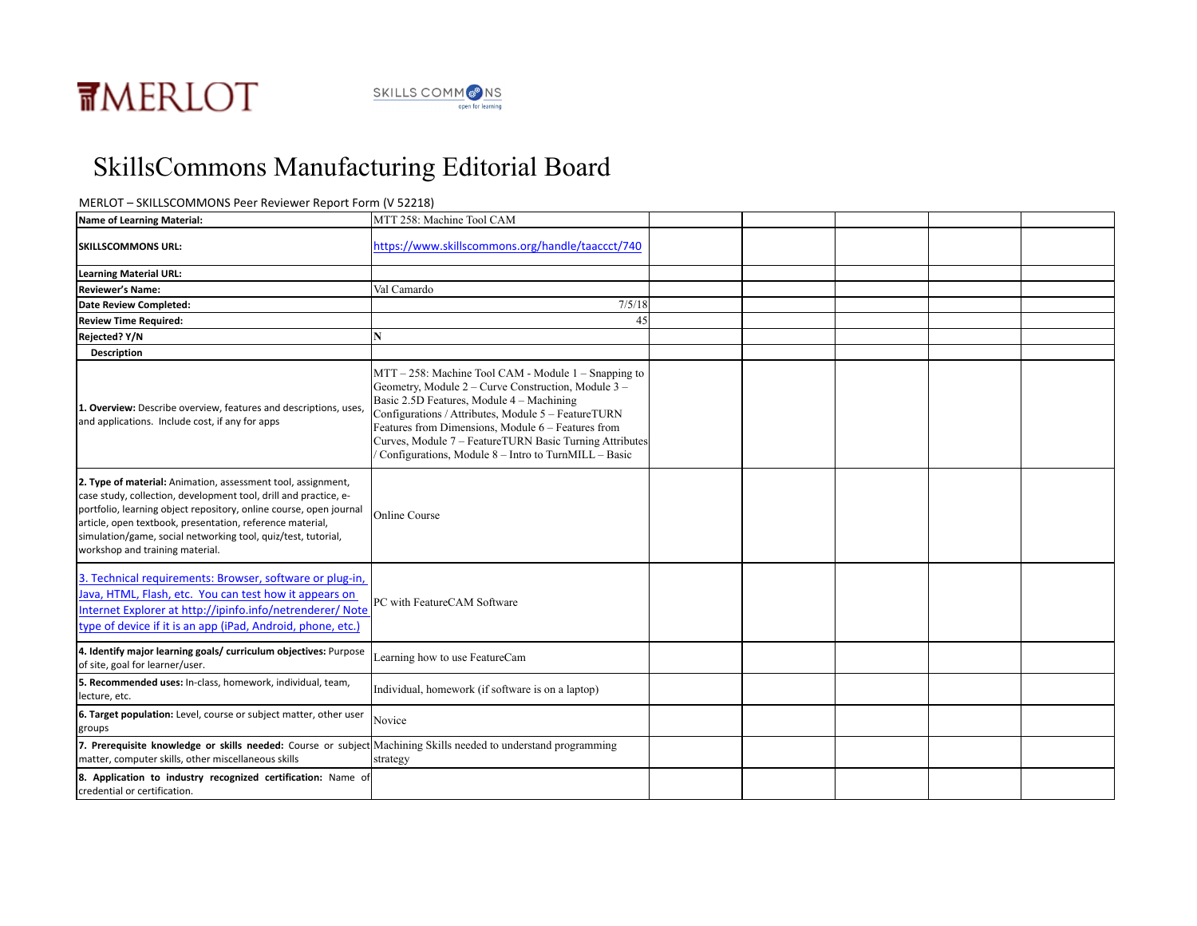MERLOT

SKILLS COMMONS open for learning

# SkillsCommons Manufacturing Editorial Board

MERLOT – SKILLSCOMMONS Peer Reviewer Report Form (V 52218)

| **Name of Learning Material:** | MTT 258: Machine Tool CAM | | | | | |
|---|---|---|---|---|---|---|
| **SKILLSCOMMONS URL:** | https://www.skillscommons.org/handle/taaccct/740 | | | | | |
| **Learning Material URL:** | | | | | | |
| **Reviewer's Name:** | Val Camardo | | | | | |
| **Date Review Completed:** | 7/5/18 | | | | | |
| **Review Time Required:** | 45 | | | | | |
| **Rejected? Y/N** | N | | | | | |
| **Description** | | | | | | |
| **1. Overview:** Describe overview, features and descriptions, uses, and applications. Include cost, if any for apps | MTT – 258: Machine Tool CAM - Module 1 – Snapping to Geometry, Module 2 – Curve Construction, Module 3 – Basic 2.5D Features, Module 4 – Machining Configurations / Attributes, Module 5 – FeatureTURN Features from Dimensions, Module 6 – Features from Curves, Module 7 – FeatureTURN Basic Turning Attributes / Configurations, Module 8 – Intro to TurnMILL – Basic | | | | | |
| **2. Type of material:** Animation, assessment tool, assignment, case study, collection, development tool, drill and practice, e-portfolio, learning object repository, online course, open journal article, open textbook, presentation, reference material, simulation/game, social networking tool, quiz/test, tutorial, workshop and training material. | Online Course | | | | | |
| 3. Technical requirements: Browser, software or plug-in, Java, HTML, Flash, etc. You can test how it appears on Internet Explorer at http://ipinfo.info/netrenderer/ Note type of device if it is an app (iPad, Android, phone, etc.) | PC with FeatureCAM Software | | | | | |
| **4. Identify major learning goals/ curriculum objectives:** Purpose of site, goal for learner/user. | Learning how to use FeatureCam | | | | | |
| **5. Recommended uses:** In-class, homework, individual, team, lecture, etc. | Individual, homework (if software is on a laptop) | | | | | |
| **6. Target population:** Level, course or subject matter, other user groups | Novice | | | | | |
| **7. Prerequisite knowledge or skills needed:** Course or subject matter, computer skills, other miscellaneous skills | Machining Skills needed to understand programming strategy | | | | | |
| **8. Application to industry recognized certification:** Name of credential or certification. | | | | | | |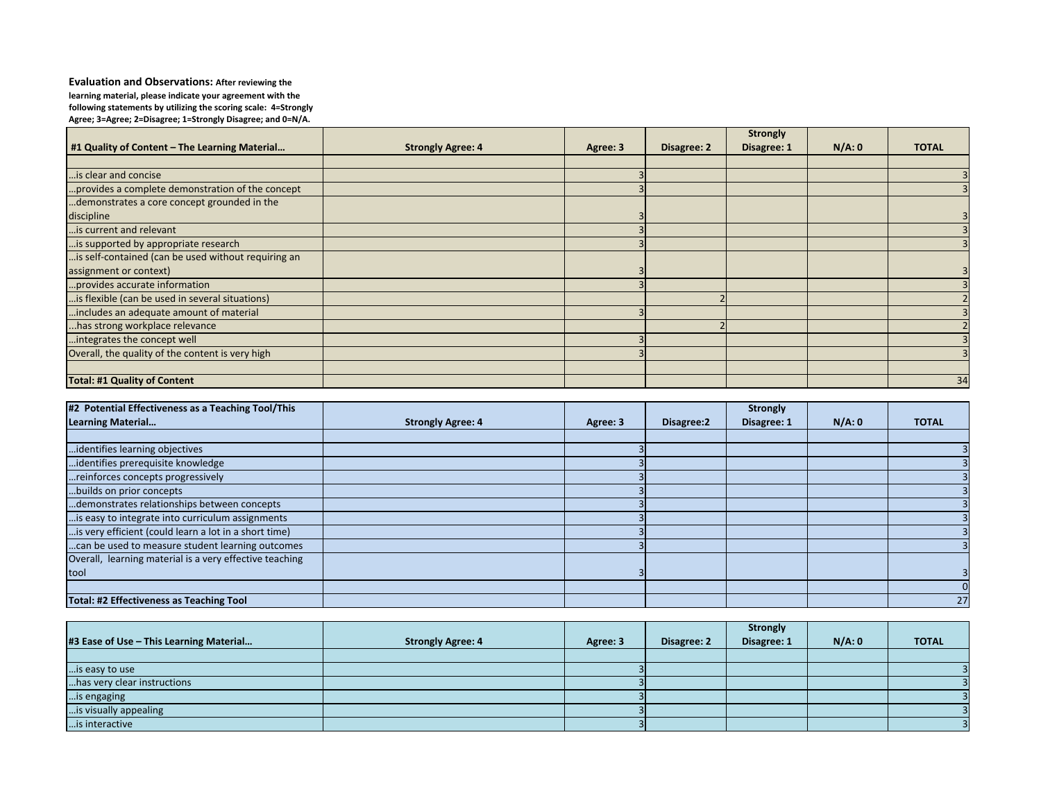**Evaluation and Observations:** **After reviewing the learning material, please indicate your agreement with the following statements by utilizing the scoring scale: 4=Strongly Agree; 3=Agree; 2=Disagree; 1=Strongly Disagree; and 0=N/A.**

| #1 Quality of Content – The Learning Material… | Strongly Agree: 4 | Agree: 3 | Disagree: 2 | Strongly Disagree: 1 | N/A: 0 | TOTAL |
|---|---|---|---|---|---|---|
| | | | | | | |
| …is clear and concise | | 3 | | | | 3 |
| …provides a complete demonstration of the concept | | 3 | | | | 3 |
| …demonstrates a core concept grounded in the discipline | | 3 | | | | 3 |
| …is current and relevant | | 3 | | | | 3 |
| …is supported by appropriate research | | 3 | | | | 3 |
| …is self-contained (can be used without requiring an assignment or context) | | 3 | | | | 3 |
| …provides accurate information | | 3 | | | | 3 |
| …is flexible (can be used in several situations) | | | 2 | | | 2 |
| …includes an adequate amount of material | | 3 | | | | 3 |
| …has strong workplace relevance | | | 2 | | | 2 |
| …integrates the concept well | | 3 | | | | 3 |
| Overall, the quality of the content is very high | | 3 | | | | 3 |
| | | | | | | |
| **Total: #1 Quality of Content** | | | | | | 34 |

| #2 Potential Effectiveness as a Teaching Tool/This Learning Material… | Strongly Agree: 4 | Agree: 3 | Disagree:2 | Strongly Disagree: 1 | N/A: 0 | TOTAL |
|---|---|---|---|---|---|---|
| | | | | | | |
| …identifies learning objectives | | 3 | | | | 3 |
| …identifies prerequisite knowledge | | 3 | | | | 3 |
| …reinforces concepts progressively | | 3 | | | | 3 |
| …builds on prior concepts | | 3 | | | | 3 |
| …demonstrates relationships between concepts | | 3 | | | | 3 |
| …is easy to integrate into curriculum assignments | | 3 | | | | 3 |
| …is very efficient (could learn a lot in a short time) | | 3 | | | | 3 |
| …can be used to measure student learning outcomes | | 3 | | | | 3 |
| Overall, learning material is a very effective teaching tool | | 3 | | | | 3 |
| | | | | | | 0 |
| **Total: #2 Effectiveness as Teaching Tool** | | | | | | 27 |

| #3 Ease of Use – This Learning Material… | Strongly Agree: 4 | Agree: 3 | Disagree: 2 | Strongly Disagree: 1 | N/A: 0 | TOTAL |
|---|---|---|---|---|---|---|
| | | | | | | |
| …is easy to use | | 3 | | | | 3 |
| …has very clear instructions | | 3 | | | | 3 |
| …is engaging | | 3 | | | | 3 |
| …is visually appealing | | 3 | | | | 3 |
| …is interactive | | 3 | | | | 3 |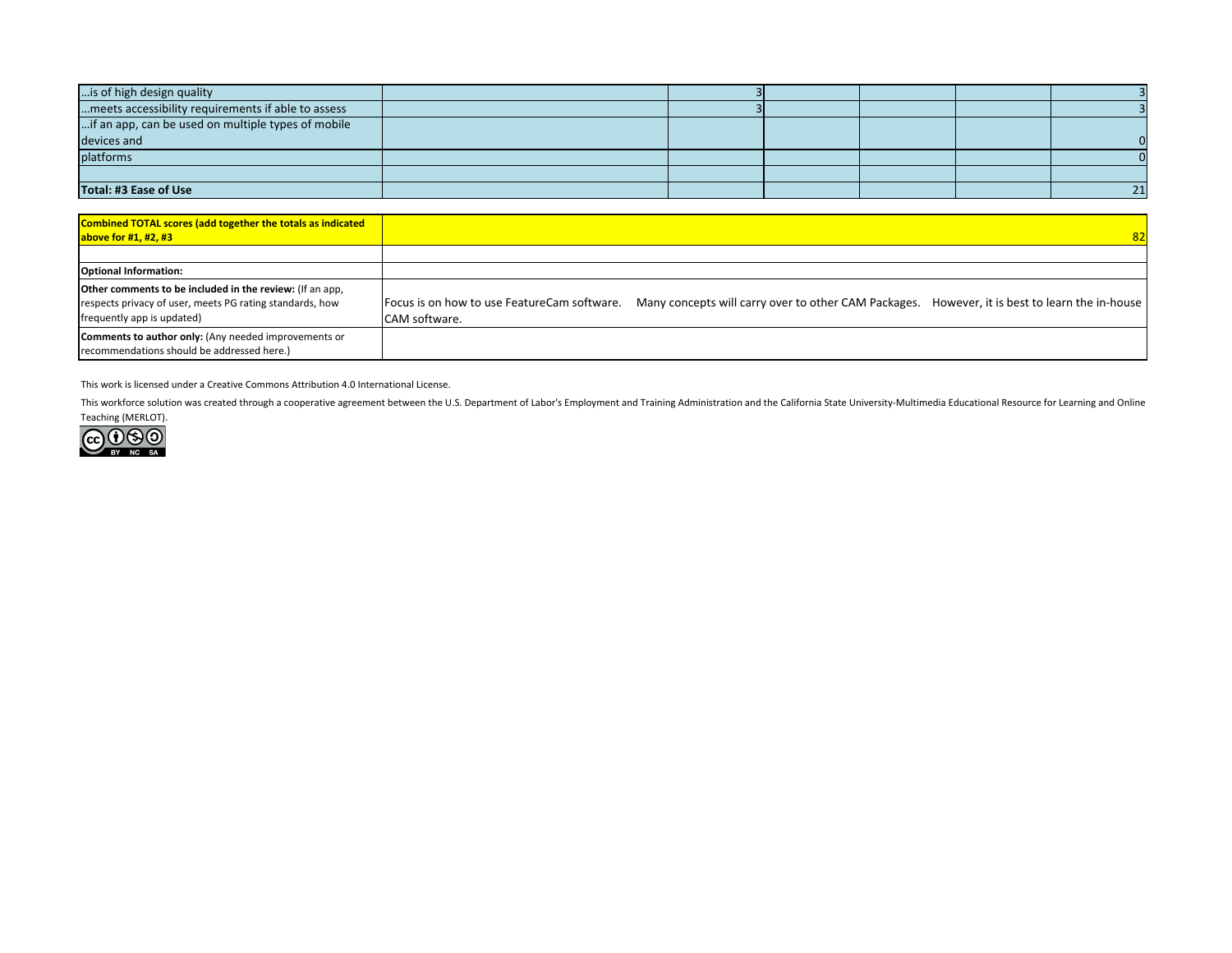| | | | | | | |
|---|---|---|---|---|---|---|
| …is of high design quality | | 3 | | | | 3 |
| …meets accessibility requirements if able to assess | | 3 | | | | 3 |
| …if an app, can be used on multiple types of mobile devices and | | | | | | 0 |
| platforms | | | | | | 0 |
| | | | | | | |
| **Total: #3 Ease of Use** | | | | | | 21 |

| | |
|---|---|
| **Combined TOTAL scores (add together the totals as indicated above for #1, #2, #3** | 82 |
| | |
| **Optional Information:** | |
| **Other comments to be included in the review:** (If an app, respects privacy of user, meets PG rating standards, how frequently app is updated) | Focus is on how to use FeatureCam software. Many concepts will carry over to other CAM Packages. However, it is best to learn the in-house CAM software. |
| **Comments to author only:** (Any needed improvements or recommendations should be addressed here.) | |

This work is licensed under a Creative Commons Attribution 4.0 International License.

This workforce solution was created through a cooperative agreement between the U.S. Department of Labor's Employment and Training Administration and the California State University-Multimedia Educational Resource for Learning and Online Teaching (MERLOT).